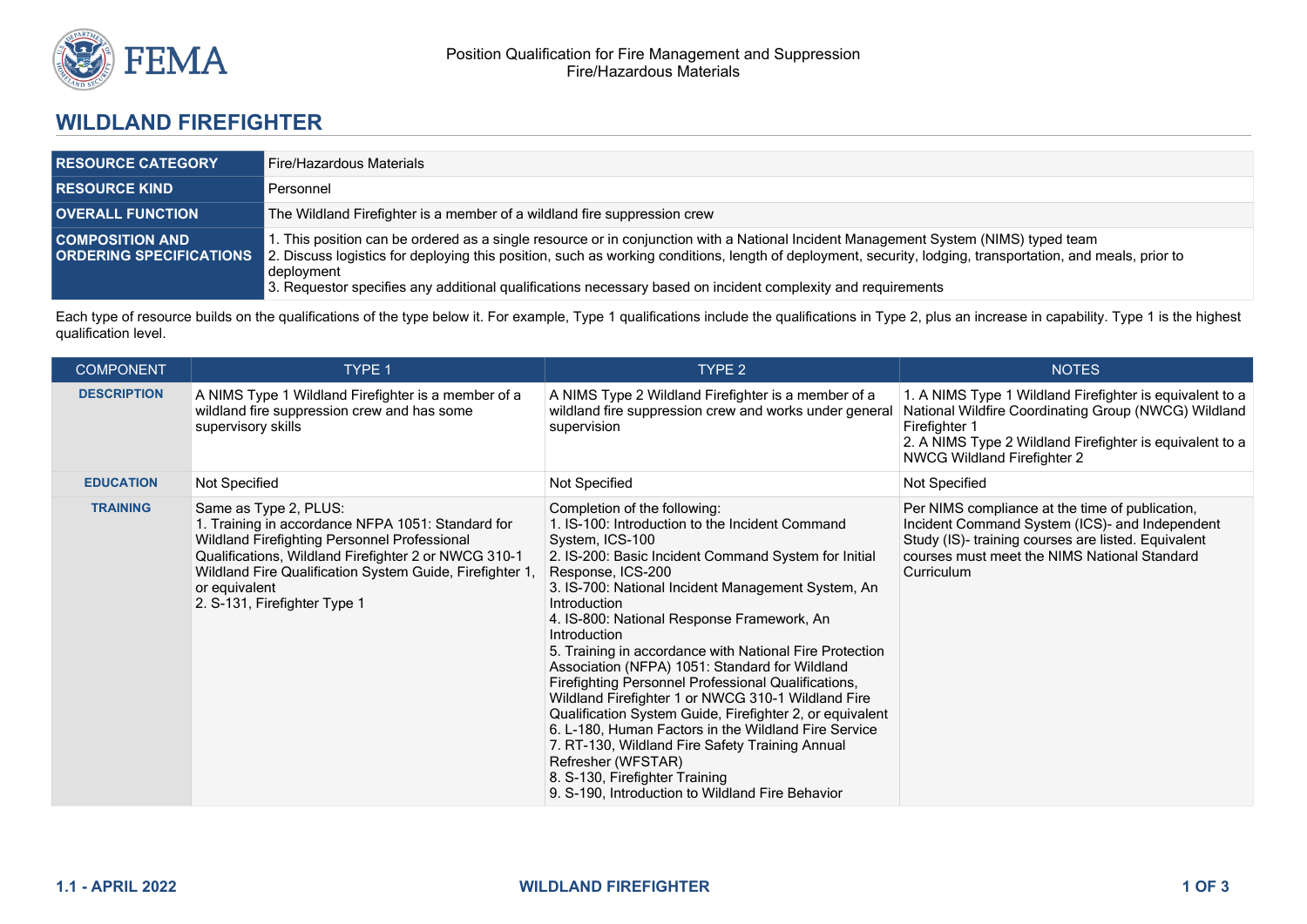Position Qualification for Fire Management and Suppression
Fire/Hazardous Materials

# WILDLAND FIREFIGHTER

| | |
|---|---|
| **RESOURCE CATEGORY** | Fire/Hazardous Materials |
| **RESOURCE KIND** | Personnel |
| **OVERALL FUNCTION** | The Wildland Firefighter is a member of a wildland fire suppression crew |
| **COMPOSITION AND ORDERING SPECIFICATIONS** | 1. This position can be ordered as a single resource or in conjunction with a National Incident Management System (NIMS) typed team<br>2. Discuss logistics for deploying this position, such as working conditions, length of deployment, security, lodging, transportation, and meals, prior to deployment<br>3. Requestor specifies any additional qualifications necessary based on incident complexity and requirements |

Each type of resource builds on the qualifications of the type below it. For example, Type 1 qualifications include the qualifications in Type 2, plus an increase in capability. Type 1 is the highest qualification level.

| COMPONENT | TYPE 1 | TYPE 2 | NOTES |
|---|---|---|---|
| **DESCRIPTION** | A NIMS Type 1 Wildland Firefighter is a member of a wildland fire suppression crew and has some supervisory skills | A NIMS Type 2 Wildland Firefighter is a member of a wildland fire suppression crew and works under general supervision | 1. A NIMS Type 1 Wildland Firefighter is equivalent to a National Wildfire Coordinating Group (NWCG) Wildland Firefighter 1<br>2. A NIMS Type 2 Wildland Firefighter is equivalent to a NWCG Wildland Firefighter 2 |
| **EDUCATION** | Not Specified | Not Specified | Not Specified |
| **TRAINING** | Same as Type 2, PLUS:<br>1. Training in accordance NFPA 1051: Standard for Wildland Firefighting Personnel Professional Qualifications, Wildland Firefighter 2 or NWCG 310-1 Wildland Fire Qualification System Guide, Firefighter 1, or equivalent<br>2. S-131, Firefighter Type 1 | Completion of the following:<br>1. IS-100: Introduction to the Incident Command System, ICS-100<br>2. IS-200: Basic Incident Command System for Initial Response, ICS-200<br>3. IS-700: National Incident Management System, An Introduction<br>4. IS-800: National Response Framework, An Introduction<br>5. Training in accordance with National Fire Protection Association (NFPA) 1051: Standard for Wildland Firefighting Personnel Professional Qualifications, Wildland Firefighter 1 or NWCG 310-1 Wildland Fire Qualification System Guide, Firefighter 2, or equivalent<br>6. L-180, Human Factors in the Wildland Fire Service<br>7. RT-130, Wildland Fire Safety Training Annual Refresher (WFSTAR)<br>8. S-130, Firefighter Training<br>9. S-190, Introduction to Wildland Fire Behavior | Per NIMS compliance at the time of publication, Incident Command System (ICS)- and Independent Study (IS)- training courses are listed. Equivalent courses must meet the NIMS National Standard Curriculum |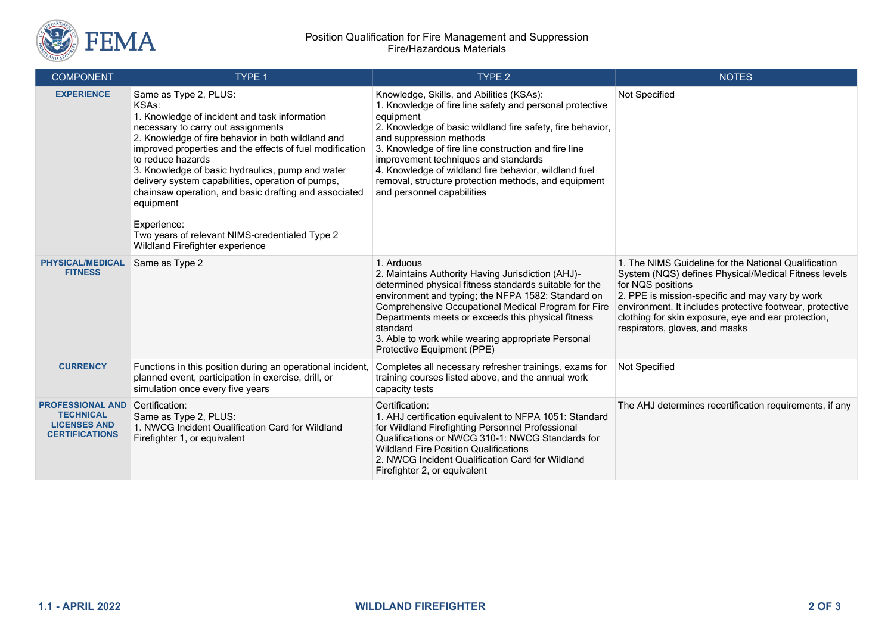| COMPONENT | TYPE 1 | TYPE 2 | NOTES |
|---|---|---|---|
| **EXPERIENCE** | Same as Type 2, PLUS:<br>KSAs:<br>1. Knowledge of incident and task information necessary to carry out assignments<br>2. Knowledge of fire behavior in both wildland and improved properties and the effects of fuel modification to reduce hazards<br>3. Knowledge of basic hydraulics, pump and water delivery system capabilities, operation of pumps, chainsaw operation, and basic drafting and associated equipment<br><br>Experience:<br>Two years of relevant NIMS-credentialed Type 2 Wildland Firefighter experience | Knowledge, Skills, and Abilities (KSAs):<br>1. Knowledge of fire line safety and personal protective equipment<br>2. Knowledge of basic wildland fire safety, fire behavior, and suppression methods<br>3. Knowledge of fire line construction and fire line improvement techniques and standards<br>4. Knowledge of wildland fire behavior, wildland fuel removal, structure protection methods, and equipment and personnel capabilities | Not Specified |
| **PHYSICAL/MEDICAL FITNESS** | Same as Type 2 | 1. Arduous<br>2. Maintains Authority Having Jurisdiction (AHJ)-determined physical fitness standards suitable for the environment and typing; the NFPA 1582: Standard on Comprehensive Occupational Medical Program for Fire Departments meets or exceeds this physical fitness standard<br>3. Able to work while wearing appropriate Personal Protective Equipment (PPE) | 1. The NIMS Guideline for the National Qualification System (NQS) defines Physical/Medical Fitness levels for NQS positions<br>2. PPE is mission-specific and may vary by work environment. It includes protective footwear, protective clothing for skin exposure, eye and ear protection, respirators, gloves, and masks |
| **CURRENCY** | Functions in this position during an operational incident, planned event, participation in exercise, drill, or simulation once every five years | Completes all necessary refresher trainings, exams for training courses listed above, and the annual work capacity tests | Not Specified |
| **PROFESSIONAL AND TECHNICAL LICENSES AND CERTIFICATIONS** | Certification:<br>Same as Type 2, PLUS:<br>1. NWCG Incident Qualification Card for Wildland Firefighter 1, or equivalent | Certification:<br>1. AHJ certification equivalent to NFPA 1051: Standard for Wildland Firefighting Personnel Professional Qualifications or NWCG 310-1: NWCG Standards for Wildland Fire Position Qualifications<br>2. NWCG Incident Qualification Card for Wildland Firefighter 2, or equivalent | The AHJ determines recertification requirements, if any |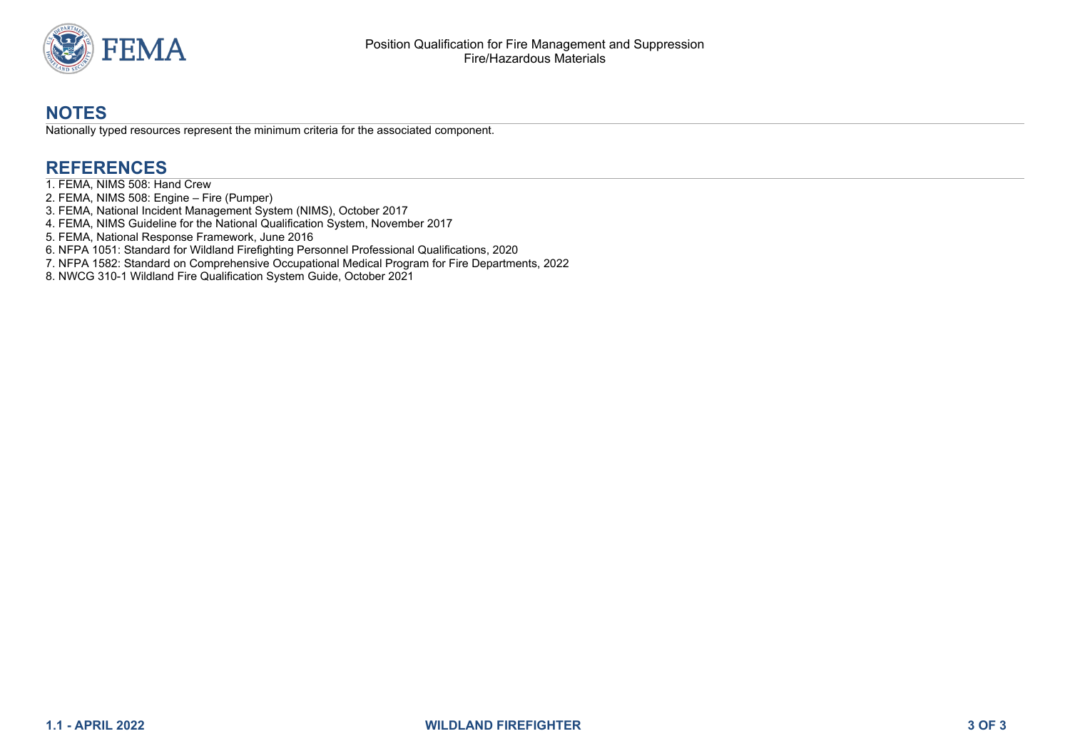## NOTES

Nationally typed resources represent the minimum criteria for the associated component.

## REFERENCES

1. FEMA, NIMS 508: Hand Crew
2. FEMA, NIMS 508: Engine – Fire (Pumper)
3. FEMA, National Incident Management System (NIMS), October 2017
4. FEMA, NIMS Guideline for the National Qualification System, November 2017
5. FEMA, National Response Framework, June 2016
6. NFPA 1051: Standard for Wildland Firefighting Personnel Professional Qualifications, 2020
7. NFPA 1582: Standard on Comprehensive Occupational Medical Program for Fire Departments, 2022
8. NWCG 310-1 Wildland Fire Qualification System Guide, October 2021